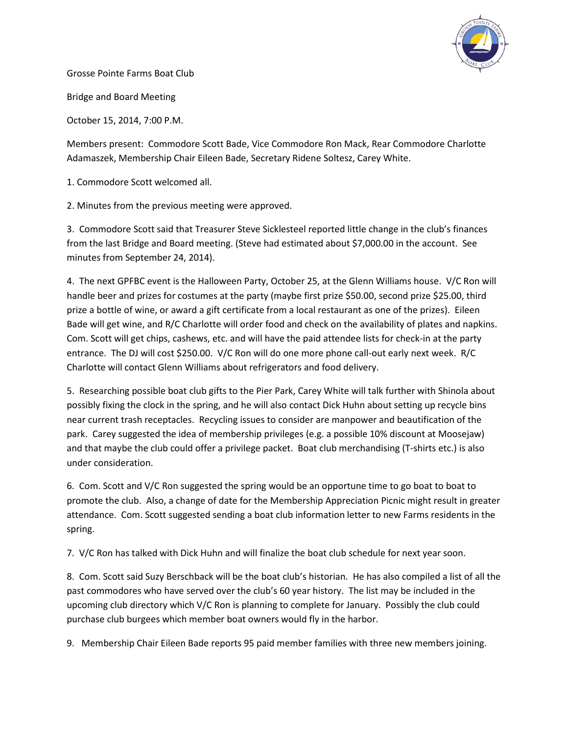Grosse Pointe Farms Boat Club

Bridge and Board Meeting

October 15, 2014, 7:00 P.M.

Members present: Commodore Scott Bade, Vice Commodore Ron Mack, Rear Commodore Charlotte Adamaszek, Membership Chair Eileen Bade, Secretary Ridene Soltesz, Carey White.

1. Commodore Scott welcomed all.

2. Minutes from the previous meeting were approved.

3. Commodore Scott said that Treasurer Steve Sicklesteel reported little change in the club's finances from the last Bridge and Board meeting. (Steve had estimated about $7,000.00 in the account. See minutes from September 24, 2014).

4. The next GPFBC event is the Halloween Party, October 25, at the Glenn Williams house. V/C Ron will handle beer and prizes for costumes at the party (maybe first prize $50.00, second prize $25.00, third prize a bottle of wine, or award a gift certificate from a local restaurant as one of the prizes). Eileen Bade will get wine, and R/C Charlotte will order food and check on the availability of plates and napkins. Com. Scott will get chips, cashews, etc. and will have the paid attendee lists for check-in at the party entrance. The DJ will cost $250.00. V/C Ron will do one more phone call-out early next week. R/C Charlotte will contact Glenn Williams about refrigerators and food delivery.

5. Researching possible boat club gifts to the Pier Park, Carey White will talk further with Shinola about possibly fixing the clock in the spring, and he will also contact Dick Huhn about setting up recycle bins near current trash receptacles. Recycling issues to consider are manpower and beautification of the park. Carey suggested the idea of membership privileges (e.g. a possible 10% discount at Moosejaw) and that maybe the club could offer a privilege packet. Boat club merchandising (T-shirts etc.) is also under consideration.

6. Com. Scott and V/C Ron suggested the spring would be an opportune time to go boat to boat to promote the club. Also, a change of date for the Membership Appreciation Picnic might result in greater attendance. Com. Scott suggested sending a boat club information letter to new Farms residents in the spring.

7. V/C Ron has talked with Dick Huhn and will finalize the boat club schedule for next year soon.

8. Com. Scott said Suzy Berschback will be the boat club's historian. He has also compiled a list of all the past commodores who have served over the club's 60 year history. The list may be included in the upcoming club directory which V/C Ron is planning to complete for January. Possibly the club could purchase club burgees which member boat owners would fly in the harbor.

9. Membership Chair Eileen Bade reports 95 paid member families with three new members joining.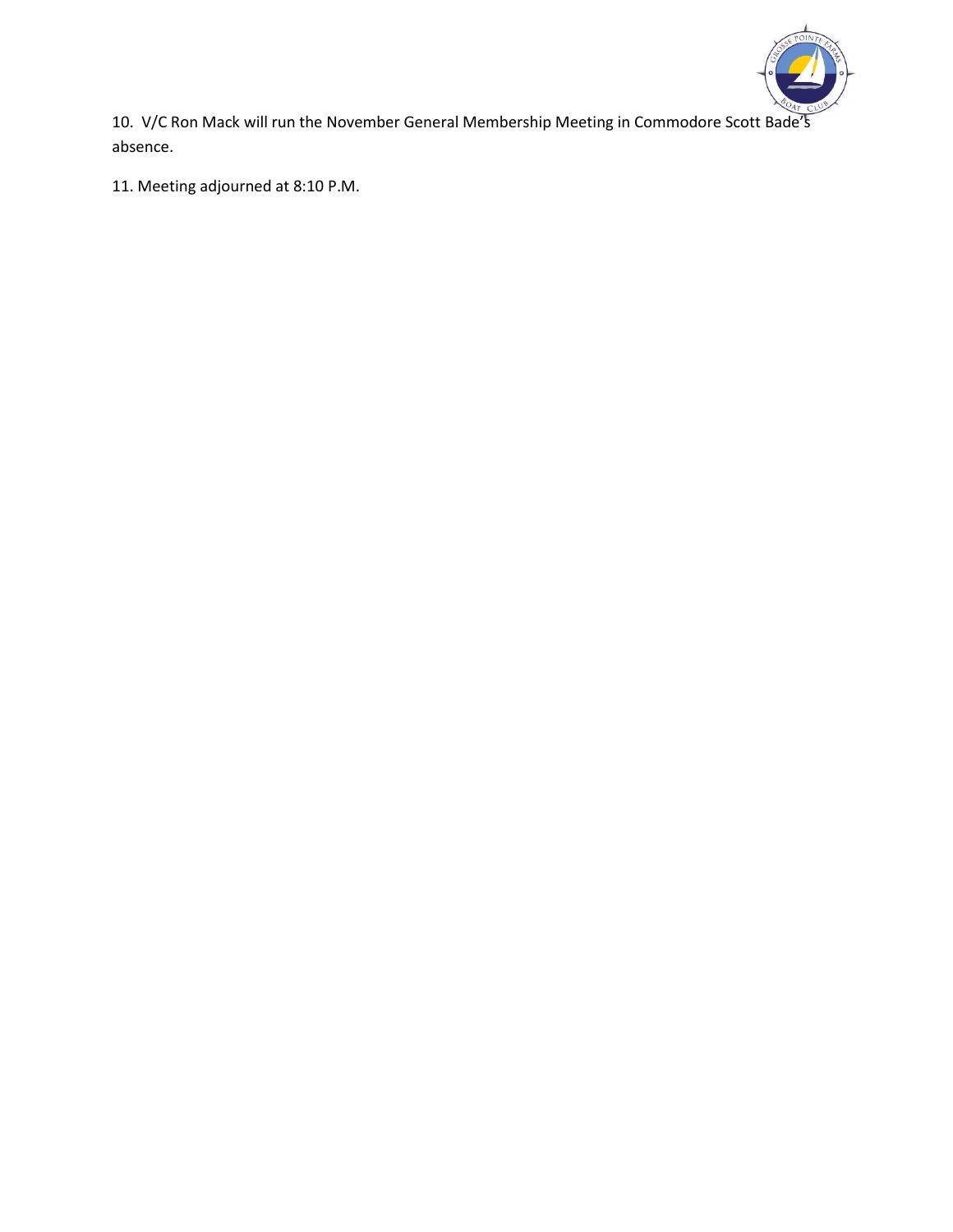10. V/C Ron Mack will run the November General Membership Meeting in Commodore Scott Bade's absence.

11. Meeting adjourned at 8:10 P.M.